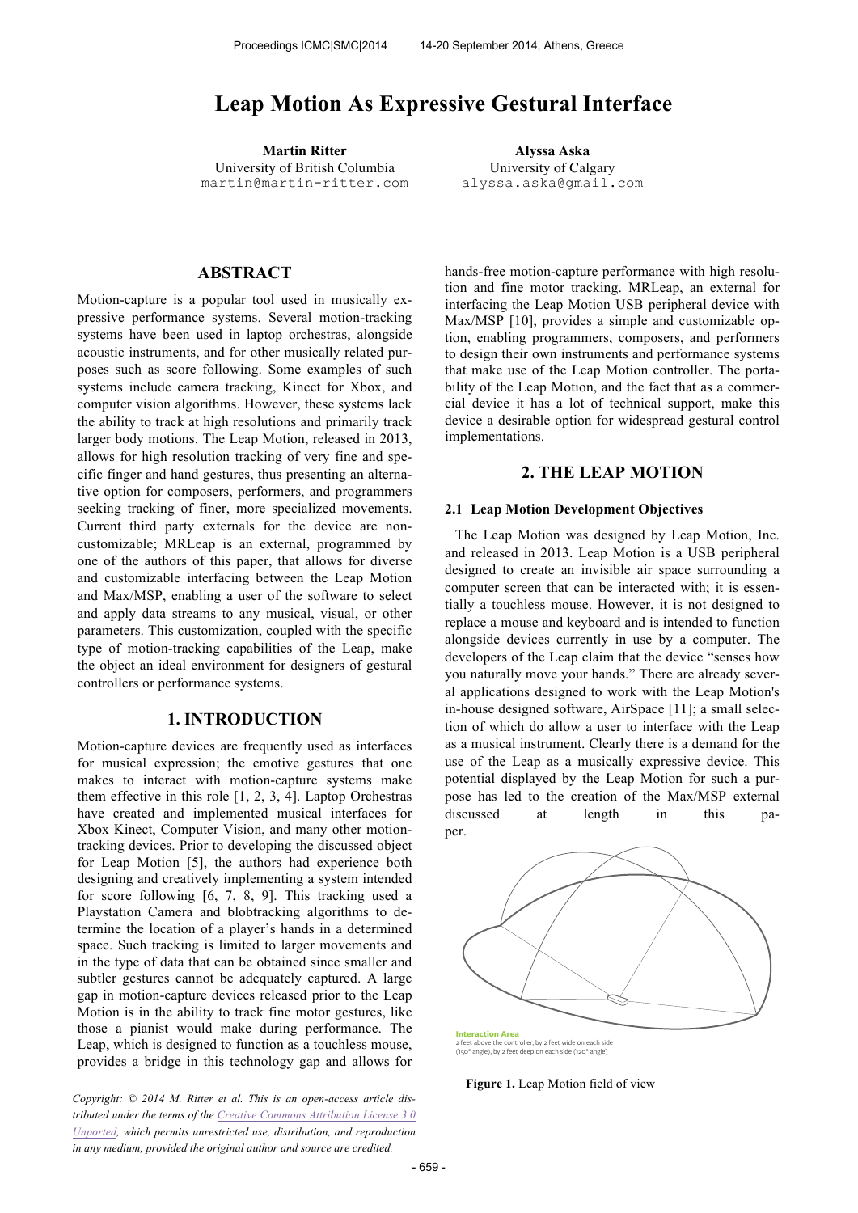# Leap Motion As Expressive Gestural Interface

**Martin Ritter**
University of British Columbia
martin@martin-ritter.com

**Alyssa Aska**
University of Calgary
alyssa.aska@gmail.com

## ABSTRACT

Motion-capture is a popular tool used in musically expressive performance systems. Several motion-tracking systems have been used in laptop orchestras, alongside acoustic instruments, and for other musically related purposes such as score following. Some examples of such systems include camera tracking, Kinect for Xbox, and computer vision algorithms. However, these systems lack the ability to track at high resolutions and primarily track larger body motions. The Leap Motion, released in 2013, allows for high resolution tracking of very fine and specific finger and hand gestures, thus presenting an alternative option for composers, performers, and programmers seeking tracking of finer, more specialized movements. Current third party externals for the device are non-customizable; MRLeap is an external, programmed by one of the authors of this paper, that allows for diverse and customizable interfacing between the Leap Motion and Max/MSP, enabling a user of the software to select and apply data streams to any musical, visual, or other parameters. This customization, coupled with the specific type of motion-tracking capabilities of the Leap, make the object an ideal environment for designers of gestural controllers or performance systems.

## 1. INTRODUCTION

Motion-capture devices are frequently used as interfaces for musical expression; the emotive gestures that one makes to interact with motion-capture systems make them effective in this role [1, 2, 3, 4]. Laptop Orchestras have created and implemented musical interfaces for Xbox Kinect, Computer Vision, and many other motion-tracking devices. Prior to developing the discussed object for Leap Motion [5], the authors had experience both designing and creatively implementing a system intended for score following [6, 7, 8, 9]. This tracking used a Playstation Camera and blobtracking algorithms to determine the location of a player's hands in a determined space. Such tracking is limited to larger movements and in the type of data that can be obtained since smaller and subtler gestures cannot be adequately captured. A large gap in motion-capture devices released prior to the Leap Motion is in the ability to track fine motor gestures, like those a pianist would make during performance. The Leap, which is designed to function as a touchless mouse, provides a bridge in this technology gap and allows for hands-free motion-capture performance with high resolution and fine motor tracking. MRLeap, an external for interfacing the Leap Motion USB peripheral device with Max/MSP [10], provides a simple and customizable option, enabling programmers, composers, and performers to design their own instruments and performance systems that make use of the Leap Motion controller. The portability of the Leap Motion, and the fact that as a commercial device it has a lot of technical support, make this device a desirable option for widespread gestural control implementations.

*Copyright: © 2014 M. Ritter et al. This is an open-access article distributed under the terms of the Creative Commons Attribution License 3.0 Unported, which permits unrestricted use, distribution, and reproduction in any medium, provided the original author and source are credited.*

## 2. THE LEAP MOTION

### 2.1 Leap Motion Development Objectives

The Leap Motion was designed by Leap Motion, Inc. and released in 2013. Leap Motion is a USB peripheral designed to create an invisible air space surrounding a computer screen that can be interacted with; it is essentially a touchless mouse. However, it is not designed to replace a mouse and keyboard and is intended to function alongside devices currently in use by a computer. The developers of the Leap claim that the device "senses how you naturally move your hands." There are already several applications designed to work with the Leap Motion's in-house designed software, AirSpace [11]; a small selection of which do allow a user to interface with the Leap as a musical instrument. Clearly there is a demand for the use of the Leap as a musically expressive device. This potential displayed by the Leap Motion for such a purpose has led to the creation of the Max/MSP external discussed at length in this paper.

Interaction Area
2 feet above the controller, by 2 feet wide on each side (150° angle), by 2 feet deep on each side (120° angle)

**Figure 1.** Leap Motion field of view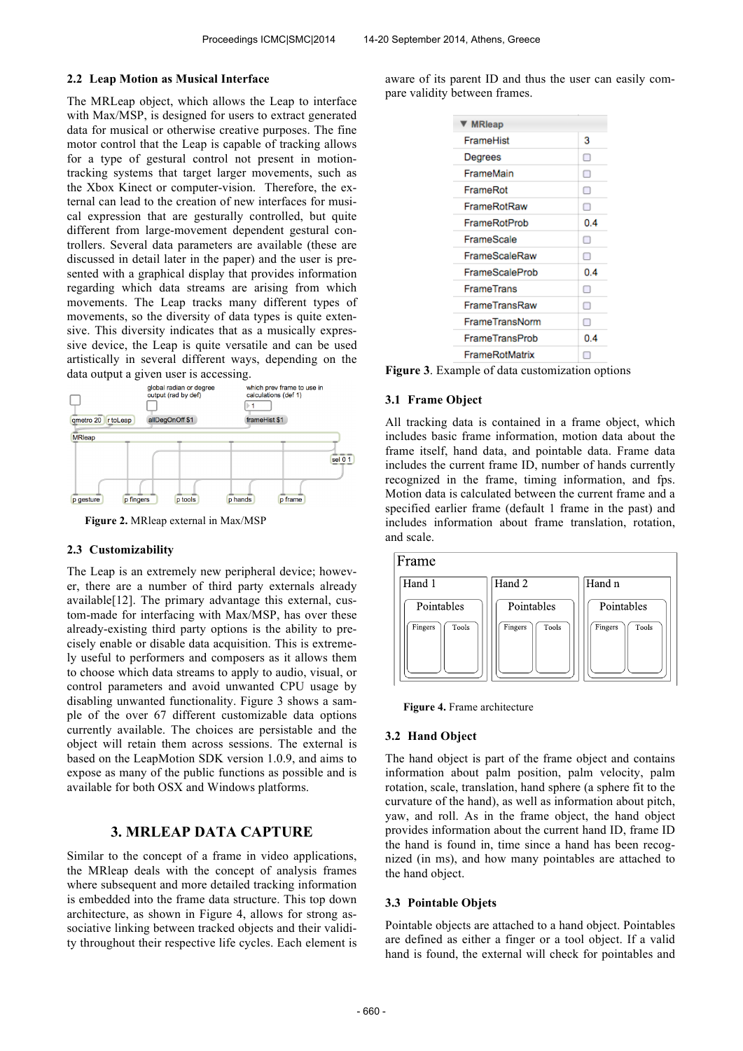### 2.2 Leap Motion as Musical Interface

The MRLeap object, which allows the Leap to interface with Max/MSP, is designed for users to extract generated data for musical or otherwise creative purposes. The fine motor control that the Leap is capable of tracking allows for a type of gestural control not present in motion-tracking systems that target larger movements, such as the Xbox Kinect or computer-vision. Therefore, the external can lead to the creation of new interfaces for musical expression that are gesturally controlled, but quite different from large-movement dependent gestural controllers. Several data parameters are available (these are discussed in detail later in the paper) and the user is presented with a graphical display that provides information regarding which data streams are arising from which movements. The Leap tracks many different types of movements, so the diversity of data types is quite extensive. This diversity indicates that as a musically expressive device, the Leap is quite versatile and can be used artistically in several different ways, depending on the data output a given user is accessing.

**Figure 2.** MRleap external in Max/MSP

### 2.3 Customizability

The Leap is an extremely new peripheral device; however, there are a number of third party externals already available[12]. The primary advantage this external, custom-made for interfacing with Max/MSP, has over these already-existing third party options is the ability to precisely enable or disable data acquisition. This is extremely useful to performers and composers as it allows them to choose which data streams to apply to audio, visual, or control parameters and avoid unwanted CPU usage by disabling unwanted functionality. Figure 3 shows a sample of the over 67 different customizable data options currently available. The choices are persistable and the object will retain them across sessions. The external is based on the LeapMotion SDK version 1.0.9, and aims to expose as many of the public functions as possible and is available for both OSX and Windows platforms.

## 3. MRLEAP DATA CAPTURE

Similar to the concept of a frame in video applications, the MRleap deals with the concept of analysis frames where subsequent and more detailed tracking information is embedded into the frame data structure. This top down architecture, as shown in Figure 4, allows for strong associative linking between tracked objects and their validity throughout their respective life cycles. Each element is aware of its parent ID and thus the user can easily compare validity between frames.

| MRleap | |
|---|---|
| FrameHist | 3 |
| Degrees | ☐ |
| FrameMain | ☐ |
| FrameRot | ☐ |
| FrameRotRaw | ☐ |
| FrameRotProb | 0.4 |
| FrameScale | ☐ |
| FrameScaleRaw | ☐ |
| FrameScaleProb | 0.4 |
| FrameTrans | ☐ |
| FrameTransRaw | ☐ |
| FrameTransNorm | ☐ |
| FrameTransProb | 0.4 |
| FrameRotMatrix | ☐ |

**Figure 3**. Example of data customization options

### 3.1 Frame Object

All tracking data is contained in a frame object, which includes basic frame information, motion data about the frame itself, hand data, and pointable data. Frame data includes the current frame ID, number of hands currently recognized in the frame, timing information, and fps. Motion data is calculated between the current frame and a specified earlier frame (default 1 frame in the past) and includes information about frame translation, rotation, and scale.

**Figure 4.** Frame architecture

### 3.2 Hand Object

The hand object is part of the frame object and contains information about palm position, palm velocity, palm rotation, scale, translation, hand sphere (a sphere fit to the curvature of the hand), as well as information about pitch, yaw, and roll. As in the frame object, the hand object provides information about the current hand ID, frame ID the hand is found in, time since a hand has been recognized (in ms), and how many pointables are attached to the hand object.

### 3.3 Pointable Objets

Pointable objects are attached to a hand object. Pointables are defined as either a finger or a tool object. If a valid hand is found, the external will check for pointables and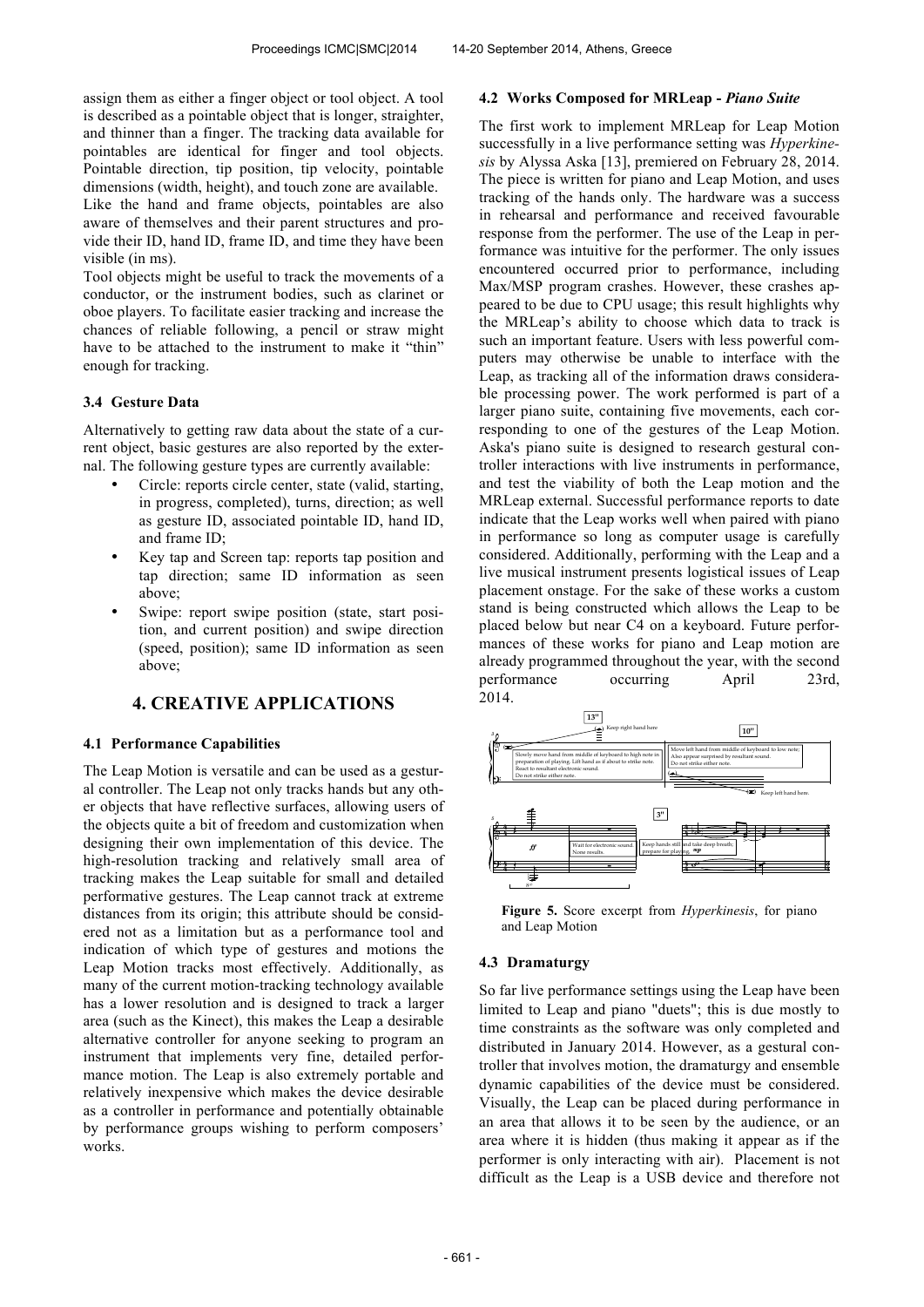assign them as either a finger object or tool object. A tool is described as a pointable object that is longer, straighter, and thinner than a finger. The tracking data available for pointables are identical for finger and tool objects. Pointable direction, tip position, tip velocity, pointable dimensions (width, height), and touch zone are available.
Like the hand and frame objects, pointables are also aware of themselves and their parent structures and provide their ID, hand ID, frame ID, and time they have been visible (in ms).
Tool objects might be useful to track the movements of a conductor, or the instrument bodies, such as clarinet or oboe players. To facilitate easier tracking and increase the chances of reliable following, a pencil or straw might have to be attached to the instrument to make it "thin" enough for tracking.

### 3.4 Gesture Data

Alternatively to getting raw data about the state of a current object, basic gestures are also reported by the external. The following gesture types are currently available:

- Circle: reports circle center, state (valid, starting, in progress, completed), turns, direction; as well as gesture ID, associated pointable ID, hand ID, and frame ID;
- Key tap and Screen tap: reports tap position and tap direction; same ID information as seen above;
- Swipe: report swipe position (state, start position, and current position) and swipe direction (speed, position); same ID information as seen above;

## 4. CREATIVE APPLICATIONS

### 4.1 Performance Capabilities

The Leap Motion is versatile and can be used as a gestural controller. The Leap not only tracks hands but any other objects that have reflective surfaces, allowing users of the objects quite a bit of freedom and customization when designing their own implementation of this device. The high-resolution tracking and relatively small area of tracking makes the Leap suitable for small and detailed performative gestures. The Leap cannot track at extreme distances from its origin; this attribute should be considered not as a limitation but as a performance tool and indication of which type of gestures and motions the Leap Motion tracks most effectively. Additionally, as many of the current motion-tracking technology available has a lower resolution and is designed to track a larger area (such as the Kinect), this makes the Leap a desirable alternative controller for anyone seeking to program an instrument that implements very fine, detailed performance motion. The Leap is also extremely portable and relatively inexpensive which makes the device desirable as a controller in performance and potentially obtainable by performance groups wishing to perform composers' works.

### 4.2 Works Composed for MRLeap - *Piano Suite*

The first work to implement MRLeap for Leap Motion successfully in a live performance setting was *Hyperkinesis* by Alyssa Aska [13], premiered on February 28, 2014. The piece is written for piano and Leap Motion, and uses tracking of the hands only. The hardware was a success in rehearsal and performance and received favourable response from the performer. The use of the Leap in performance was intuitive for the performer. The only issues encountered occurred prior to performance, including Max/MSP program crashes. However, these crashes appeared to be due to CPU usage; this result highlights why the MRLeap's ability to choose which data to track is such an important feature. Users with less powerful computers may otherwise be unable to interface with the Leap, as tracking all of the information draws considerable processing power. The work performed is part of a larger piano suite, containing five movements, each corresponding to one of the gestures of the Leap Motion. Aska's piano suite is designed to research gestural controller interactions with live instruments in performance, and test the viability of both the Leap motion and the MRLeap external. Successful performance reports to date indicate that the Leap works well when paired with piano in performance so long as computer usage is carefully considered. Additionally, performing with the Leap and a live musical instrument presents logistical issues of Leap placement onstage. For the sake of these works a custom stand is being constructed which allows the Leap to be placed below but near C4 on a keyboard. Future performances of these works for piano and Leap motion are already programmed throughout the year, with the second performance occurring April 23rd, 2014.

**Figure 5.** Score excerpt from *Hyperkinesis*, for piano and Leap Motion

### 4.3 Dramaturgy

So far live performance settings using the Leap have been limited to Leap and piano "duets"; this is due mostly to time constraints as the software was only completed and distributed in January 2014. However, as a gestural controller that involves motion, the dramaturgy and ensemble dynamic capabilities of the device must be considered. Visually, the Leap can be placed during performance in an area that allows it to be seen by the audience, or an area where it is hidden (thus making it appear as if the performer is only interacting with air). Placement is not difficult as the Leap is a USB device and therefore not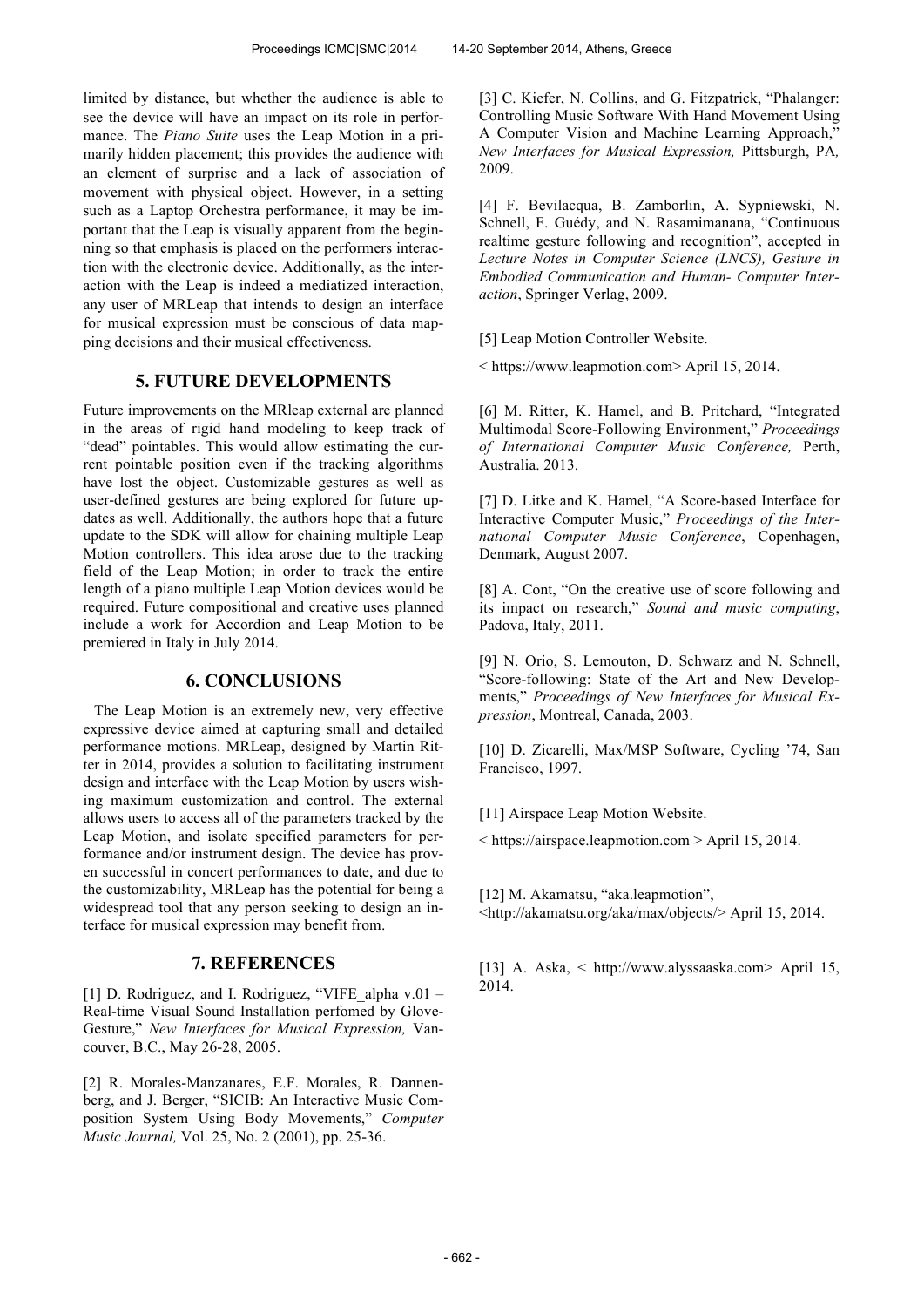limited by distance, but whether the audience is able to see the device will have an impact on its role in performance. The *Piano Suite* uses the Leap Motion in a primarily hidden placement; this provides the audience with an element of surprise and a lack of association of movement with physical object. However, in a setting such as a Laptop Orchestra performance, it may be important that the Leap is visually apparent from the beginning so that emphasis is placed on the performers interaction with the electronic device. Additionally, as the interaction with the Leap is indeed a mediatized interaction, any user of MRLeap that intends to design an interface for musical expression must be conscious of data mapping decisions and their musical effectiveness.

## 5. FUTURE DEVELOPMENTS

Future improvements on the MRleap external are planned in the areas of rigid hand modeling to keep track of "dead" pointables. This would allow estimating the current pointable position even if the tracking algorithms have lost the object. Customizable gestures as well as user-defined gestures are being explored for future updates as well. Additionally, the authors hope that a future update to the SDK will allow for chaining multiple Leap Motion controllers. This idea arose due to the tracking field of the Leap Motion; in order to track the entire length of a piano multiple Leap Motion devices would be required. Future compositional and creative uses planned include a work for Accordion and Leap Motion to be premiered in Italy in July 2014.

## 6. CONCLUSIONS

The Leap Motion is an extremely new, very effective expressive device aimed at capturing small and detailed performance motions. MRLeap, designed by Martin Ritter in 2014, provides a solution to facilitating instrument design and interface with the Leap Motion by users wishing maximum customization and control. The external allows users to access all of the parameters tracked by the Leap Motion, and isolate specified parameters for performance and/or instrument design. The device has proven successful in concert performances to date, and due to the customizability, MRLeap has the potential for being a widespread tool that any person seeking to design an interface for musical expression may benefit from.

## 7. REFERENCES

[1] D. Rodriguez, and I. Rodriguez, "VIFE_alpha v.01 – Real-time Visual Sound Installation perfomed by Glove-Gesture," *New Interfaces for Musical Expression,* Vancouver, B.C., May 26-28, 2005.

[2] R. Morales-Manzanares, E.F. Morales, R. Dannenberg, and J. Berger, "SICIB: An Interactive Music Composition System Using Body Movements," *Computer Music Journal,* Vol. 25, No. 2 (2001), pp. 25-36.

[3] C. Kiefer, N. Collins, and G. Fitzpatrick, "Phalanger: Controlling Music Software With Hand Movement Using A Computer Vision and Machine Learning Approach," *New Interfaces for Musical Expression,* Pittsburgh, PA*,* 2009.

[4] F. Bevilacqua, B. Zamborlin, A. Sypniewski, N. Schnell, F. Guédy, and N. Rasamimanana, "Continuous realtime gesture following and recognition", accepted in *Lecture Notes in Computer Science (LNCS), Gesture in Embodied Communication and Human- Computer Interaction*, Springer Verlag, 2009.

[5] Leap Motion Controller Website.

< https://www.leapmotion.com> April 15, 2014.

[6] M. Ritter, K. Hamel, and B. Pritchard, "Integrated Multimodal Score-Following Environment," *Proceedings of International Computer Music Conference,* Perth, Australia. 2013.

[7] D. Litke and K. Hamel, "A Score-based Interface for Interactive Computer Music," *Proceedings of the International Computer Music Conference*, Copenhagen, Denmark, August 2007.

[8] A. Cont, "On the creative use of score following and its impact on research," *Sound and music computing*, Padova, Italy, 2011.

[9] N. Orio, S. Lemouton, D. Schwarz and N. Schnell, "Score-following: State of the Art and New Developments," *Proceedings of New Interfaces for Musical Expression*, Montreal, Canada, 2003.

[10] D. Zicarelli, Max/MSP Software, Cycling '74, San Francisco, 1997.

[11] Airspace Leap Motion Website.

< https://airspace.leapmotion.com > April 15, 2014.

[12] M. Akamatsu, "aka.leapmotion", <http://akamatsu.org/aka/max/objects/> April 15, 2014.

[13] A. Aska, < http://www.alyssaaska.com> April 15, 2014.